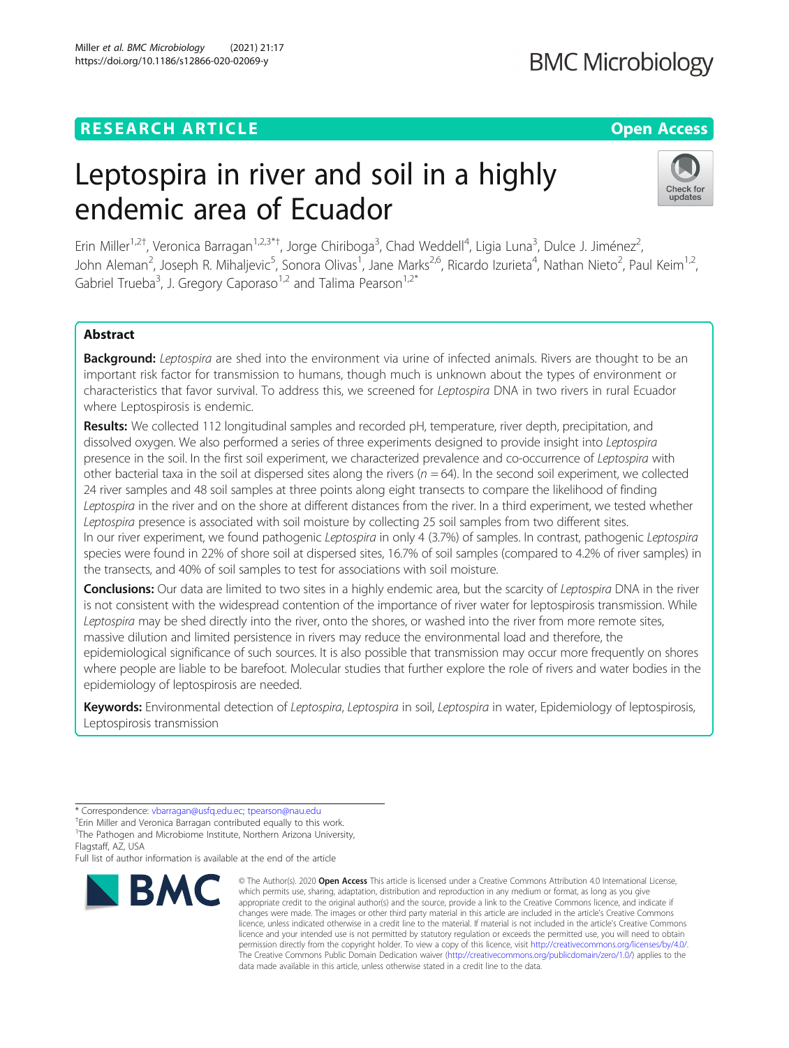RESEARCH ARTICLE

Open Access

# Leptospira in river and soil in a highly endemic area of Ecuador

Erin Miller[1,2†], Veronica Barragan[1,2,3*†], Jorge Chiriboga[3], Chad Weddell[4], Ligia Luna[3], Dulce J. Jiménez[2], John Aleman[2], Joseph R. Mihaljevic[5], Sonora Olivas[1], Jane Marks[2,6], Ricardo Izurieta[4], Nathan Nieto[2], Paul Keim[1,2], Gabriel Trueba[3], J. Gregory Caporaso[1,2] and Talima Pearson[1,2*]

## Abstract

**Background:** *Leptospira* are shed into the environment via urine of infected animals. Rivers are thought to be an important risk factor for transmission to humans, though much is unknown about the types of environment or characteristics that favor survival. To address this, we screened for *Leptospira* DNA in two rivers in rural Ecuador where Leptospirosis is endemic.

**Results:** We collected 112 longitudinal samples and recorded pH, temperature, river depth, precipitation, and dissolved oxygen. We also performed a series of three experiments designed to provide insight into *Leptospira* presence in the soil. In the first soil experiment, we characterized prevalence and co-occurrence of *Leptospira* with other bacterial taxa in the soil at dispersed sites along the rivers ($n = 64$). In the second soil experiment, we collected 24 river samples and 48 soil samples at three points along eight transects to compare the likelihood of finding *Leptospira* in the river and on the shore at different distances from the river. In a third experiment, we tested whether *Leptospira* presence is associated with soil moisture by collecting 25 soil samples from two different sites. In our river experiment, we found pathogenic *Leptospira* in only 4 (3.7%) of samples. In contrast, pathogenic *Leptospira* species were found in 22% of shore soil at dispersed sites, 16.7% of soil samples (compared to 4.2% of river samples) in the transects, and 40% of soil samples to test for associations with soil moisture.

**Conclusions:** Our data are limited to two sites in a highly endemic area, but the scarcity of *Leptospira* DNA in the river is not consistent with the widespread contention of the importance of river water for leptospirosis transmission. While *Leptospira* may be shed directly into the river, onto the shores, or washed into the river from more remote sites, massive dilution and limited persistence in rivers may reduce the environmental load and therefore, the epidemiological significance of such sources. It is also possible that transmission may occur more frequently on shores where people are liable to be barefoot. Molecular studies that further explore the role of rivers and water bodies in the epidemiology of leptospirosis are needed.

**Keywords:** Environmental detection of *Leptospira*, *Leptospira* in soil, *Leptospira* in water, Epidemiology of leptospirosis, Leptospirosis transmission

\* Correspondence: vbarragan@usfq.edu.ec; tpearson@nau.edu
†Erin Miller and Veronica Barragan contributed equally to this work.
[1]The Pathogen and Microbiome Institute, Northern Arizona University, Flagstaff, AZ, USA
Full list of author information is available at the end of the article

© The Author(s). 2020 **Open Access** This article is licensed under a Creative Commons Attribution 4.0 International License, which permits use, sharing, adaptation, distribution and reproduction in any medium or format, as long as you give appropriate credit to the original author(s) and the source, provide a link to the Creative Commons licence, and indicate if changes were made. The images or other third party material in this article are included in the article's Creative Commons licence, unless indicated otherwise in a credit line to the material. If material is not included in the article's Creative Commons licence and your intended use is not permitted by statutory regulation or exceeds the permitted use, you will need to obtain permission directly from the copyright holder. To view a copy of this licence, visit http://creativecommons.org/licenses/by/4.0/. The Creative Commons Public Domain Dedication waiver (http://creativecommons.org/publicdomain/zero/1.0/) applies to the data made available in this article, unless otherwise stated in a credit line to the data.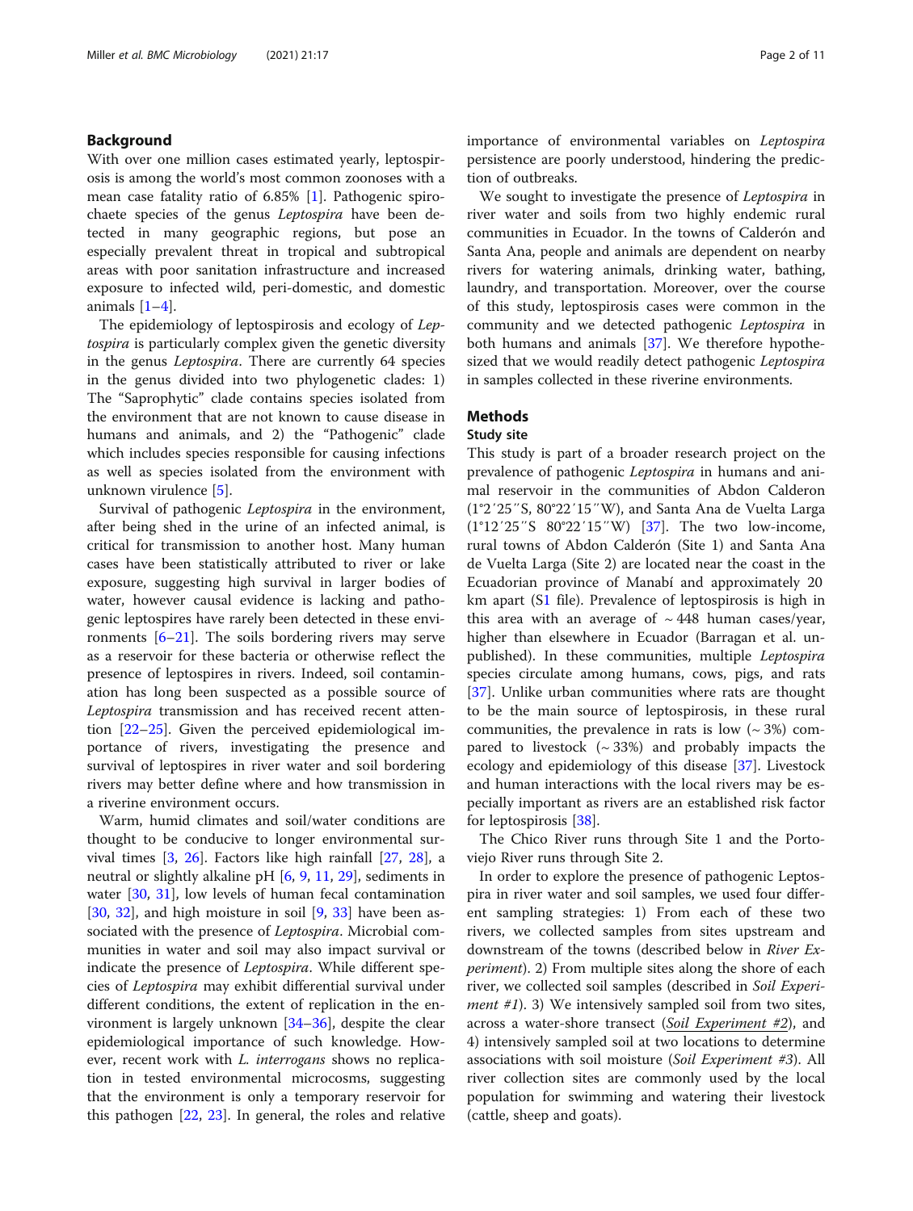## Background

With over one million cases estimated yearly, leptospirosis is among the world's most common zoonoses with a mean case fatality ratio of 6.85% [1]. Pathogenic spirochaete species of the genus *Leptospira* have been detected in many geographic regions, but pose an especially prevalent threat in tropical and subtropical areas with poor sanitation infrastructure and increased exposure to infected wild, peri-domestic, and domestic animals [1–4].

The epidemiology of leptospirosis and ecology of *Leptospira* is particularly complex given the genetic diversity in the genus *Leptospira*. There are currently 64 species in the genus divided into two phylogenetic clades: 1) The "Saprophytic" clade contains species isolated from the environment that are not known to cause disease in humans and animals, and 2) the "Pathogenic" clade which includes species responsible for causing infections as well as species isolated from the environment with unknown virulence [5].

Survival of pathogenic *Leptospira* in the environment, after being shed in the urine of an infected animal, is critical for transmission to another host. Many human cases have been statistically attributed to river or lake exposure, suggesting high survival in larger bodies of water, however causal evidence is lacking and pathogenic leptospires have rarely been detected in these environments [6–21]. The soils bordering rivers may serve as a reservoir for these bacteria or otherwise reflect the presence of leptospires in rivers. Indeed, soil contamination has long been suspected as a possible source of *Leptospira* transmission and has received recent attention [22–25]. Given the perceived epidemiological importance of rivers, investigating the presence and survival of leptospires in river water and soil bordering rivers may better define where and how transmission in a riverine environment occurs.

Warm, humid climates and soil/water conditions are thought to be conducive to longer environmental survival times [3, 26]. Factors like high rainfall [27, 28], a neutral or slightly alkaline pH [6, 9, 11, 29], sediments in water [30, 31], low levels of human fecal contamination [30, 32], and high moisture in soil [9, 33] have been associated with the presence of *Leptospira*. Microbial communities in water and soil may also impact survival or indicate the presence of *Leptospira*. While different species of *Leptospira* may exhibit differential survival under different conditions, the extent of replication in the environment is largely unknown [34–36], despite the clear epidemiological importance of such knowledge. However, recent work with *L. interrogans* shows no replication in tested environmental microcosms, suggesting that the environment is only a temporary reservoir for this pathogen [22, 23]. In general, the roles and relative importance of environmental variables on *Leptospira* persistence are poorly understood, hindering the prediction of outbreaks.

We sought to investigate the presence of *Leptospira* in river water and soils from two highly endemic rural communities in Ecuador. In the towns of Calderón and Santa Ana, people and animals are dependent on nearby rivers for watering animals, drinking water, bathing, laundry, and transportation. Moreover, over the course of this study, leptospirosis cases were common in the community and we detected pathogenic *Leptospira* in both humans and animals [37]. We therefore hypothesized that we would readily detect pathogenic *Leptospira* in samples collected in these riverine environments.

## Methods

### Study site

This study is part of a broader research project on the prevalence of pathogenic *Leptospira* in humans and animal reservoir in the communities of Abdon Calderon (1°2′25″S, 80°22′15″W), and Santa Ana de Vuelta Larga (1°12′25″S 80°22′15″W) [37]. The two low-income, rural towns of Abdon Calderón (Site 1) and Santa Ana de Vuelta Larga (Site 2) are located near the coast in the Ecuadorian province of Manabí and approximately 20 km apart (S1 file). Prevalence of leptospirosis is high in this area with an average of ~ 448 human cases/year, higher than elsewhere in Ecuador (Barragan et al. unpublished). In these communities, multiple *Leptospira* species circulate among humans, cows, pigs, and rats [37]. Unlike urban communities where rats are thought to be the main source of leptospirosis, in these rural communities, the prevalence in rats is low (~ 3%) compared to livestock (~ 33%) and probably impacts the ecology and epidemiology of this disease [37]. Livestock and human interactions with the local rivers may be especially important as rivers are an established risk factor for leptospirosis [38].

The Chico River runs through Site 1 and the Portoviejo River runs through Site 2.

In order to explore the presence of pathogenic Leptospira in river water and soil samples, we used four different sampling strategies: 1) From each of these two rivers, we collected samples from sites upstream and downstream of the towns (described below in *River Experiment*). 2) From multiple sites along the shore of each river, we collected soil samples (described in *Soil Experiment #1*). 3) We intensively sampled soil from two sites, across a water-shore transect (*Soil Experiment #2*), and 4) intensively sampled soil at two locations to determine associations with soil moisture (*Soil Experiment #3*). All river collection sites are commonly used by the local population for swimming and watering their livestock (cattle, sheep and goats).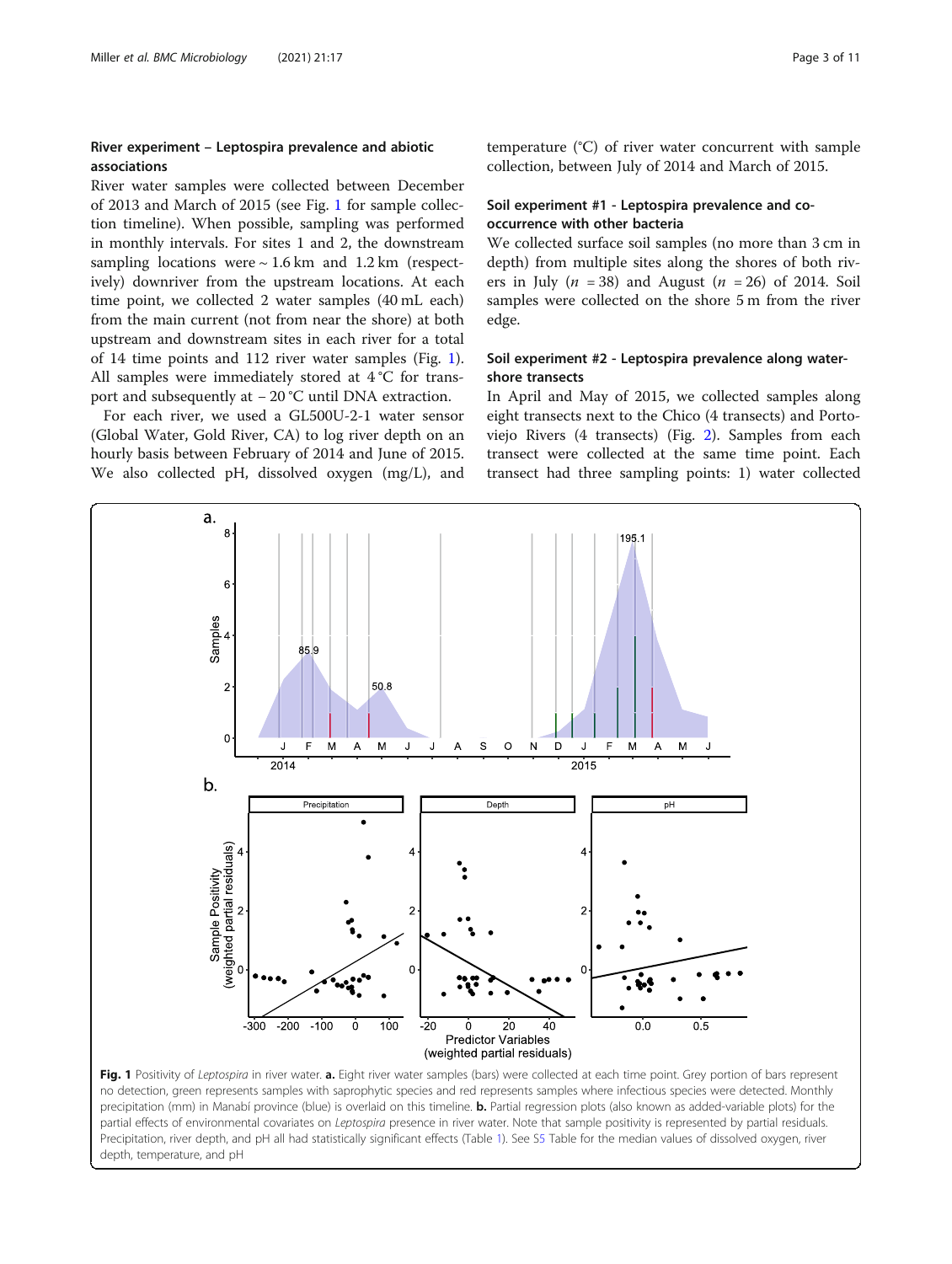## River experiment – Leptospira prevalence and abiotic associations

River water samples were collected between December of 2013 and March of 2015 (see Fig. 1 for sample collection timeline). When possible, sampling was performed in monthly intervals. For sites 1 and 2, the downstream sampling locations were ~ 1.6 km and 1.2 km (respectively) downriver from the upstream locations. At each time point, we collected 2 water samples (40 mL each) from the main current (not from near the shore) at both upstream and downstream sites in each river for a total of 14 time points and 112 river water samples (Fig. 1). All samples were immediately stored at 4 °C for transport and subsequently at − 20 °C until DNA extraction.

For each river, we used a GL500U-2-1 water sensor (Global Water, Gold River, CA) to log river depth on an hourly basis between February of 2014 and June of 2015. We also collected pH, dissolved oxygen (mg/L), and temperature (°C) of river water concurrent with sample collection, between July of 2014 and March of 2015.

## Soil experiment #1 - Leptospira prevalence and co-occurrence with other bacteria

We collected surface soil samples (no more than 3 cm in depth) from multiple sites along the shores of both rivers in July ($n$ = 38) and August ($n$ = 26) of 2014. Soil samples were collected on the shore 5 m from the river edge.

## Soil experiment #2 - Leptospira prevalence along water-shore transects

In April and May of 2015, we collected samples along eight transects next to the Chico (4 transects) and Portoviejo Rivers (4 transects) (Fig. 2). Samples from each transect were collected at the same time point. Each transect had three sampling points: 1) water collected

a.
Samples
85.9
50.8
195.1
J F M A M J J A S O N D J F M A M J
2014
2015

b.
Precipitation
Depth
pH
Sample Positivity (weighted partial residuals)
Predictor Variables (weighted partial residuals)

**Fig. 1** Positivity of *Leptospira* in river water. **a.** Eight river water samples (bars) were collected at each time point. Grey portion of bars represent no detection, green represents samples with saprophytic species and red represents samples where infectious species were detected. Monthly precipitation (mm) in Manabí province (blue) is overlaid on this timeline. **b.** Partial regression plots (also known as added-variable plots) for the partial effects of environmental covariates on *Leptospira* presence in river water. Note that sample positivity is represented by partial residuals. Precipitation, river depth, and pH all had statistically significant effects (Table 1). See S5 Table for the median values of dissolved oxygen, river depth, temperature, and pH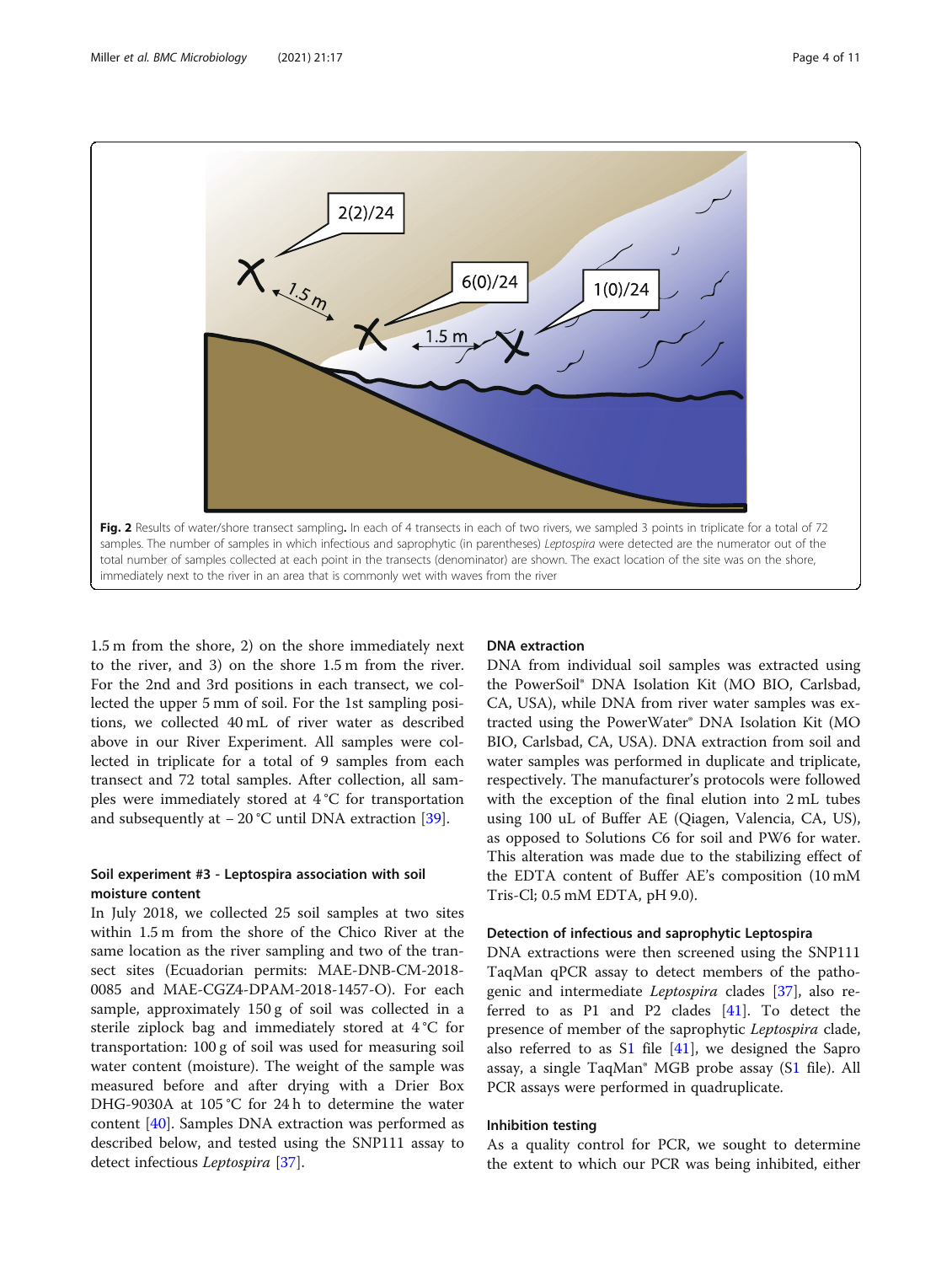2(2)/24

1.5 m

6(0)/24

1.5 m

1(0)/24

**Fig. 2** Results of water/shore transect sampling. In each of 4 transects in each of two rivers, we sampled 3 points in triplicate for a total of 72 samples. The number of samples in which infectious and saprophytic (in parentheses) *Leptospira* were detected are the numerator out of the total number of samples collected at each point in the transects (denominator) are shown. The exact location of the site was on the shore, immediately next to the river in an area that is commonly wet with waves from the river

1.5 m from the shore, 2) on the shore immediately next to the river, and 3) on the shore 1.5 m from the river. For the 2nd and 3rd positions in each transect, we collected the upper 5 mm of soil. For the 1st sampling positions, we collected 40 mL of river water as described above in our River Experiment. All samples were collected in triplicate for a total of 9 samples from each transect and 72 total samples. After collection, all samples were immediately stored at 4 °C for transportation and subsequently at − 20 °C until DNA extraction [39].

### Soil experiment #3 - Leptospira association with soil moisture content

In July 2018, we collected 25 soil samples at two sites within 1.5 m from the shore of the Chico River at the same location as the river sampling and two of the transect sites (Ecuadorian permits: MAE-DNB-CM-2018-0085 and MAE-CGZ4-DPAM-2018-1457-O). For each sample, approximately 150 g of soil was collected in a sterile ziplock bag and immediately stored at 4 °C for transportation: 100 g of soil was used for measuring soil water content (moisture). The weight of the sample was measured before and after drying with a Drier Box DHG-9030A at 105 °C for 24 h to determine the water content [40]. Samples DNA extraction was performed as described below, and tested using the SNP111 assay to detect infectious *Leptospira* [37].

### DNA extraction

DNA from individual soil samples was extracted using the PowerSoil® DNA Isolation Kit (MO BIO, Carlsbad, CA, USA), while DNA from river water samples was extracted using the PowerWater® DNA Isolation Kit (MO BIO, Carlsbad, CA, USA). DNA extraction from soil and water samples was performed in duplicate and triplicate, respectively. The manufacturer's protocols were followed with the exception of the final elution into 2 mL tubes using 100 uL of Buffer AE (Qiagen, Valencia, CA, US), as opposed to Solutions C6 for soil and PW6 for water. This alteration was made due to the stabilizing effect of the EDTA content of Buffer AE's composition (10 mM Tris-Cl; 0.5 mM EDTA, pH 9.0).

### Detection of infectious and saprophytic Leptospira

DNA extractions were then screened using the SNP111 TaqMan qPCR assay to detect members of the pathogenic and intermediate *Leptospira* clades [37], also referred to as P1 and P2 clades [41]. To detect the presence of member of the saprophytic *Leptospira* clade, also referred to as S1 file [41], we designed the Sapro assay, a single TaqMan® MGB probe assay (S1 file). All PCR assays were performed in quadruplicate.

### Inhibition testing

As a quality control for PCR, we sought to determine the extent to which our PCR was being inhibited, either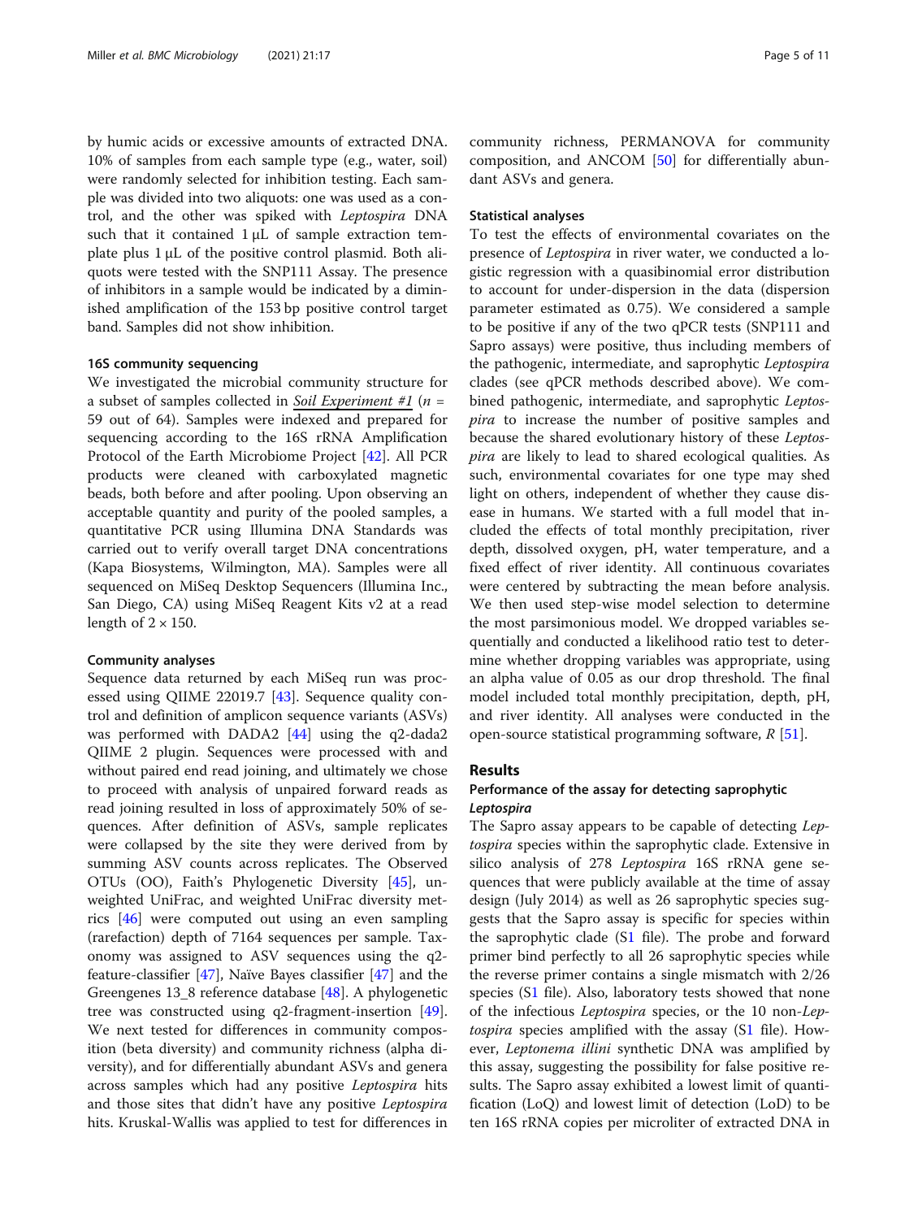by humic acids or excessive amounts of extracted DNA. 10% of samples from each sample type (e.g., water, soil) were randomly selected for inhibition testing. Each sample was divided into two aliquots: one was used as a control, and the other was spiked with *Leptospira* DNA such that it contained 1 μL of sample extraction template plus 1 μL of the positive control plasmid. Both aliquots were tested with the SNP111 Assay. The presence of inhibitors in a sample would be indicated by a diminished amplification of the 153 bp positive control target band. Samples did not show inhibition.

#### 16S community sequencing

We investigated the microbial community structure for a subset of samples collected in *Soil Experiment #1* ($n$ = 59 out of 64). Samples were indexed and prepared for sequencing according to the 16S rRNA Amplification Protocol of the Earth Microbiome Project [42]. All PCR products were cleaned with carboxylated magnetic beads, both before and after pooling. Upon observing an acceptable quantity and purity of the pooled samples, a quantitative PCR using Illumina DNA Standards was carried out to verify overall target DNA concentrations (Kapa Biosystems, Wilmington, MA). Samples were all sequenced on MiSeq Desktop Sequencers (Illumina Inc., San Diego, CA) using MiSeq Reagent Kits v2 at a read length of $2 \times 150$.

#### Community analyses

Sequence data returned by each MiSeq run was processed using QIIME 22019.7 [43]. Sequence quality control and definition of amplicon sequence variants (ASVs) was performed with DADA2 [44] using the q2-dada2 QIIME 2 plugin. Sequences were processed with and without paired end read joining, and ultimately we chose to proceed with analysis of unpaired forward reads as read joining resulted in loss of approximately 50% of sequences. After definition of ASVs, sample replicates were collapsed by the site they were derived from by summing ASV counts across replicates. The Observed OTUs (OO), Faith's Phylogenetic Diversity [45], unweighted UniFrac, and weighted UniFrac diversity metrics [46] were computed out using an even sampling (rarefaction) depth of 7164 sequences per sample. Taxonomy was assigned to ASV sequences using the q2-feature-classifier [47], Naïve Bayes classifier [47] and the Greengenes 13_8 reference database [48]. A phylogenetic tree was constructed using q2-fragment-insertion [49]. We next tested for differences in community composition (beta diversity) and community richness (alpha diversity), and for differentially abundant ASVs and genera across samples which had any positive *Leptospira* hits and those sites that didn't have any positive *Leptospira* hits. Kruskal-Wallis was applied to test for differences in community richness, PERMANOVA for community composition, and ANCOM [50] for differentially abundant ASVs and genera.

#### Statistical analyses

To test the effects of environmental covariates on the presence of *Leptospira* in river water, we conducted a logistic regression with a quasibinomial error distribution to account for under-dispersion in the data (dispersion parameter estimated as 0.75). We considered a sample to be positive if any of the two qPCR tests (SNP111 and Sapro assays) were positive, thus including members of the pathogenic, intermediate, and saprophytic *Leptospira* clades (see qPCR methods described above). We combined pathogenic, intermediate, and saprophytic *Leptospira* to increase the number of positive samples and because the shared evolutionary history of these *Leptospira* are likely to lead to shared ecological qualities. As such, environmental covariates for one type may shed light on others, independent of whether they cause disease in humans. We started with a full model that included the effects of total monthly precipitation, river depth, dissolved oxygen, pH, water temperature, and a fixed effect of river identity. All continuous covariates were centered by subtracting the mean before analysis. We then used step-wise model selection to determine the most parsimonious model. We dropped variables sequentially and conducted a likelihood ratio test to determine whether dropping variables was appropriate, using an alpha value of 0.05 as our drop threshold. The final model included total monthly precipitation, depth, pH, and river identity. All analyses were conducted in the open-source statistical programming software, *R* [51].

## Results

### Performance of the assay for detecting saprophytic *Leptospira*

The Sapro assay appears to be capable of detecting *Leptospira* species within the saprophytic clade. Extensive in silico analysis of 278 *Leptospira* 16S rRNA gene sequences that were publicly available at the time of assay design (July 2014) as well as 26 saprophytic species suggests that the Sapro assay is specific for species within the saprophytic clade (S1 file). The probe and forward primer bind perfectly to all 26 saprophytic species while the reverse primer contains a single mismatch with 2/26 species (S1 file). Also, laboratory tests showed that none of the infectious *Leptospira* species, or the 10 non-*Leptospira* species amplified with the assay (S1 file). However, *Leptonema illini* synthetic DNA was amplified by this assay, suggesting the possibility for false positive results. The Sapro assay exhibited a lowest limit of quantification (LoQ) and lowest limit of detection (LoD) to be ten 16S rRNA copies per microliter of extracted DNA in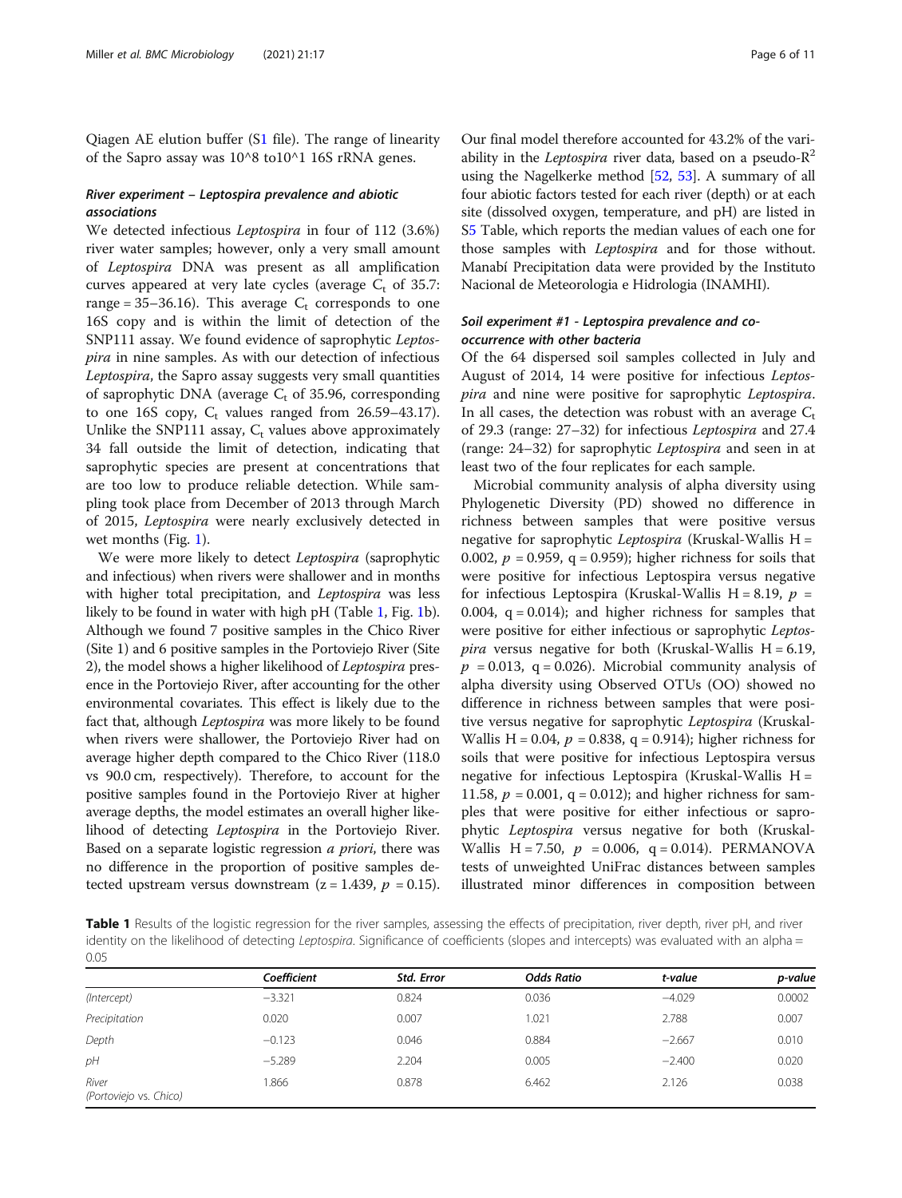Qiagen AE elution buffer (S1 file). The range of linearity of the Sapro assay was 10^8 to10^1 16S rRNA genes.

### River experiment – *Leptospira* prevalence and abiotic associations

We detected infectious *Leptospira* in four of 112 (3.6%) river water samples; however, only a very small amount of *Leptospira* DNA was present as all amplification curves appeared at very late cycles (average $C_t$ of 35.7: range = 35–36.16). This average $C_t$ corresponds to one 16S copy and is within the limit of detection of the SNP111 assay. We found evidence of saprophytic *Leptospira* in nine samples. As with our detection of infectious *Leptospira*, the Sapro assay suggests very small quantities of saprophytic DNA (average $C_t$ of 35.96, corresponding to one 16S copy, $C_t$ values ranged from 26.59–43.17). Unlike the SNP111 assay, $C_t$ values above approximately 34 fall outside the limit of detection, indicating that saprophytic species are present at concentrations that are too low to produce reliable detection. While sampling took place from December of 2013 through March of 2015, *Leptospira* were nearly exclusively detected in wet months (Fig. 1).

We were more likely to detect *Leptospira* (saprophytic and infectious) when rivers were shallower and in months with higher total precipitation, and *Leptospira* was less likely to be found in water with high pH (Table 1, Fig. 1b). Although we found 7 positive samples in the Chico River (Site 1) and 6 positive samples in the Portoviejo River (Site 2), the model shows a higher likelihood of *Leptospira* presence in the Portoviejo River, after accounting for the other environmental covariates. This effect is likely due to the fact that, although *Leptospira* was more likely to be found when rivers were shallower, the Portoviejo River had on average higher depth compared to the Chico River (118.0 vs 90.0 cm, respectively). Therefore, to account for the positive samples found in the Portoviejo River at higher average depths, the model estimates an overall higher likelihood of detecting *Leptospira* in the Portoviejo River. Based on a separate logistic regression *a priori*, there was no difference in the proportion of positive samples detected upstream versus downstream ($z = 1.439$, $p = 0.15$). Our final model therefore accounted for 43.2% of the variability in the *Leptospira* river data, based on a pseudo-$R^2$ using the Nagelkerke method [52, 53]. A summary of all four abiotic factors tested for each river (depth) or at each site (dissolved oxygen, temperature, and pH) are listed in S5 Table, which reports the median values of each one for those samples with *Leptospira* and for those without. Manabí Precipitation data were provided by the Instituto Nacional de Meteorologia e Hidrologia (INAMHI).

### Soil experiment #1 - *Leptospira* prevalence and co-occurrence with other bacteria

Of the 64 dispersed soil samples collected in July and August of 2014, 14 were positive for infectious *Leptospira* and nine were positive for saprophytic *Leptospira*. In all cases, the detection was robust with an average $C_t$ of 29.3 (range: 27–32) for infectious *Leptospira* and 27.4 (range: 24–32) for saprophytic *Leptospira* and seen in at least two of the four replicates for each sample.

Microbial community analysis of alpha diversity using Phylogenetic Diversity (PD) showed no difference in richness between samples that were positive versus negative for saprophytic *Leptospira* (Kruskal-Wallis $H = 0.002$, $p = 0.959$, $q = 0.959$); higher richness for soils that were positive for infectious Leptospira versus negative for infectious Leptospira (Kruskal-Wallis $H = 8.19$, $p = 0.004$, $q = 0.014$); and higher richness for samples that were positive for either infectious or saprophytic *Leptospira* versus negative for both (Kruskal-Wallis $H = 6.19$, $p = 0.013$, $q = 0.026$). Microbial community analysis of alpha diversity using Observed OTUs (OO) showed no difference in richness between samples that were positive versus negative for saprophytic *Leptospira* (Kruskal-Wallis $H = 0.04$, $p = 0.838$, $q = 0.914$); higher richness for soils that were positive for infectious Leptospira versus negative for infectious Leptospira (Kruskal-Wallis $H = 11.58$, $p = 0.001$, $q = 0.012$); and higher richness for samples that were positive for either infectious or saprophytic *Leptospira* versus negative for both (Kruskal-Wallis $H = 7.50$, $p = 0.006$, $q = 0.014$). PERMANOVA tests of unweighted UniFrac distances between samples illustrated minor differences in composition between

**Table 1** Results of the logistic regression for the river samples, assessing the effects of precipitation, river depth, river pH, and river identity on the likelihood of detecting *Leptospira*. Significance of coefficients (slopes and intercepts) was evaluated with an alpha = 0.05

| | Coefficient | Std. Error | Odds Ratio | t-value | p-value |
|---|---|---|---|---|---|
| (Intercept) | −3.321 | 0.824 | 0.036 | −4.029 | 0.0002 |
| Precipitation | 0.020 | 0.007 | 1.021 | 2.788 | 0.007 |
| Depth | −0.123 | 0.046 | 0.884 | −2.667 | 0.010 |
| pH | −5.289 | 2.204 | 0.005 | −2.400 | 0.020 |
| River (Portoviejo vs. Chico) | 1.866 | 0.878 | 6.462 | 2.126 | 0.038 |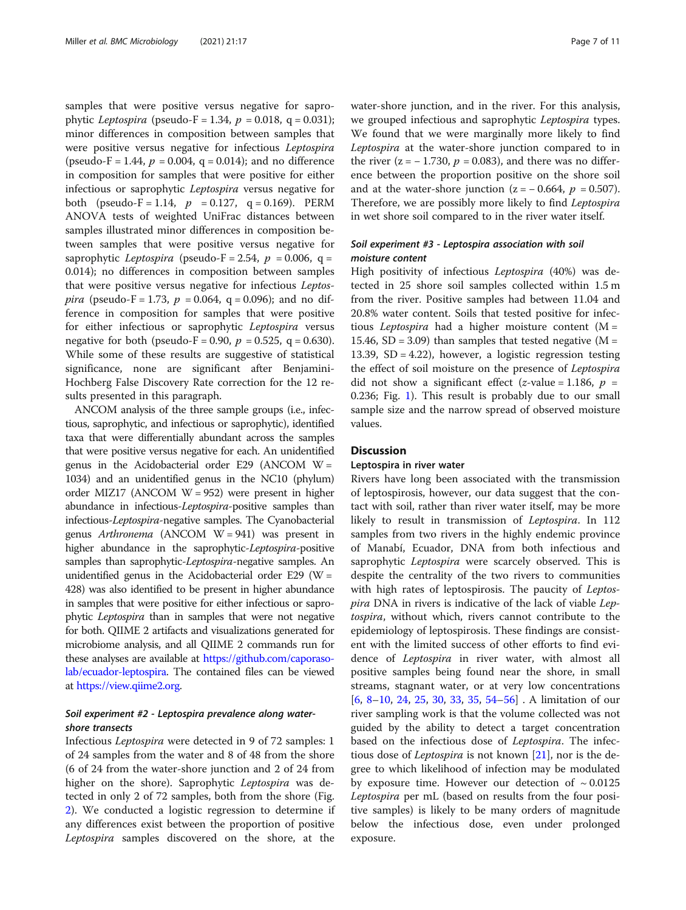samples that were positive versus negative for saprophytic *Leptospira* (pseudo-F = 1.34, $p$ = 0.018, q = 0.031); minor differences in composition between samples that were positive versus negative for infectious *Leptospira* (pseudo-F = 1.44, $p$ = 0.004, q = 0.014); and no difference in composition for samples that were positive for either infectious or saprophytic *Leptospira* versus negative for both (pseudo-F = 1.14, $p$ = 0.127, q = 0.169). PERM ANOVA tests of weighted UniFrac distances between samples illustrated minor differences in composition between samples that were positive versus negative for saprophytic *Leptospira* (pseudo-F = 2.54, $p$ = 0.006, q = 0.014); no differences in composition between samples that were positive versus negative for infectious *Leptospira* (pseudo-F = 1.73, $p$ = 0.064, q = 0.096); and no difference in composition for samples that were positive for either infectious or saprophytic *Leptospira* versus negative for both (pseudo-F = 0.90, $p$ = 0.525, q = 0.630). While some of these results are suggestive of statistical significance, none are significant after Benjamini-Hochberg False Discovery Rate correction for the 12 results presented in this paragraph.

ANCOM analysis of the three sample groups (i.e., infectious, saprophytic, and infectious or saprophytic), identified taxa that were differentially abundant across the samples that were positive versus negative for each. An unidentified genus in the Acidobacterial order E29 (ANCOM W = 1034) and an unidentified genus in the NC10 (phylum) order MIZ17 (ANCOM W = 952) were present in higher abundance in infectious-*Leptospira*-positive samples than infectious-*Leptospira*-negative samples. The Cyanobacterial genus *Arthronema* (ANCOM W = 941) was present in higher abundance in the saprophytic-*Leptospira*-positive samples than saprophytic-*Leptospira*-negative samples. An unidentified genus in the Acidobacterial order E29 (W = 428) was also identified to be present in higher abundance in samples that were positive for either infectious or saprophytic *Leptospira* than in samples that were not negative for both. QIIME 2 artifacts and visualizations generated for microbiome analysis, and all QIIME 2 commands run for these analyses are available at https://github.com/caporaso-lab/ecuador-leptospira. The contained files can be viewed at https://view.qiime2.org.

### Soil experiment #2 - Leptospira prevalence along water-shore transects

Infectious *Leptospira* were detected in 9 of 72 samples: 1 of 24 samples from the water and 8 of 48 from the shore (6 of 24 from the water-shore junction and 2 of 24 from higher on the shore). Saprophytic *Leptospira* was detected in only 2 of 72 samples, both from the shore (Fig. 2). We conducted a logistic regression to determine if any differences exist between the proportion of positive *Leptospira* samples discovered on the shore, at the water-shore junction, and in the river. For this analysis, we grouped infectious and saprophytic *Leptospira* types. We found that we were marginally more likely to find *Leptospira* at the water-shore junction compared to in the river (z = − 1.730, $p$ = 0.083), and there was no difference between the proportion positive on the shore soil and at the water-shore junction (z = − 0.664, $p$ = 0.507). Therefore, we are possibly more likely to find *Leptospira* in wet shore soil compared to in the river water itself.

### Soil experiment #3 - Leptospira association with soil moisture content

High positivity of infectious *Leptospira* (40%) was detected in 25 shore soil samples collected within 1.5 m from the river. Positive samples had between 11.04 and 20.8% water content. Soils that tested positive for infectious *Leptospira* had a higher moisture content (M = 15.46, SD = 3.09) than samples that tested negative (M = 13.39, SD = 4.22), however, a logistic regression testing the effect of soil moisture on the presence of *Leptospira* did not show a significant effect ($z$-value = 1.186, $p$ = 0.236; Fig. 1). This result is probably due to our small sample size and the narrow spread of observed moisture values.

## Discussion

### Leptospira in river water

Rivers have long been associated with the transmission of leptospirosis, however, our data suggest that the contact with soil, rather than river water itself, may be more likely to result in transmission of *Leptospira*. In 112 samples from two rivers in the highly endemic province of Manabí, Ecuador, DNA from both infectious and saprophytic *Leptospira* were scarcely observed. This is despite the centrality of the two rivers to communities with high rates of leptospirosis. The paucity of *Leptospira* DNA in rivers is indicative of the lack of viable *Leptospira*, without which, rivers cannot contribute to the epidemiology of leptospirosis. These findings are consistent with the limited success of other efforts to find evidence of *Leptospira* in river water, with almost all positive samples being found near the shore, in small streams, stagnant water, or at very low concentrations [6, 8–10, 24, 25, 30, 33, 35, 54–56] . A limitation of our river sampling work is that the volume collected was not guided by the ability to detect a target concentration based on the infectious dose of *Leptospira*. The infectious dose of *Leptospira* is not known [21], nor is the degree to which likelihood of infection may be modulated by exposure time. However our detection of ~ 0.0125 *Leptospira* per mL (based on results from the four positive samples) is likely to be many orders of magnitude below the infectious dose, even under prolonged exposure.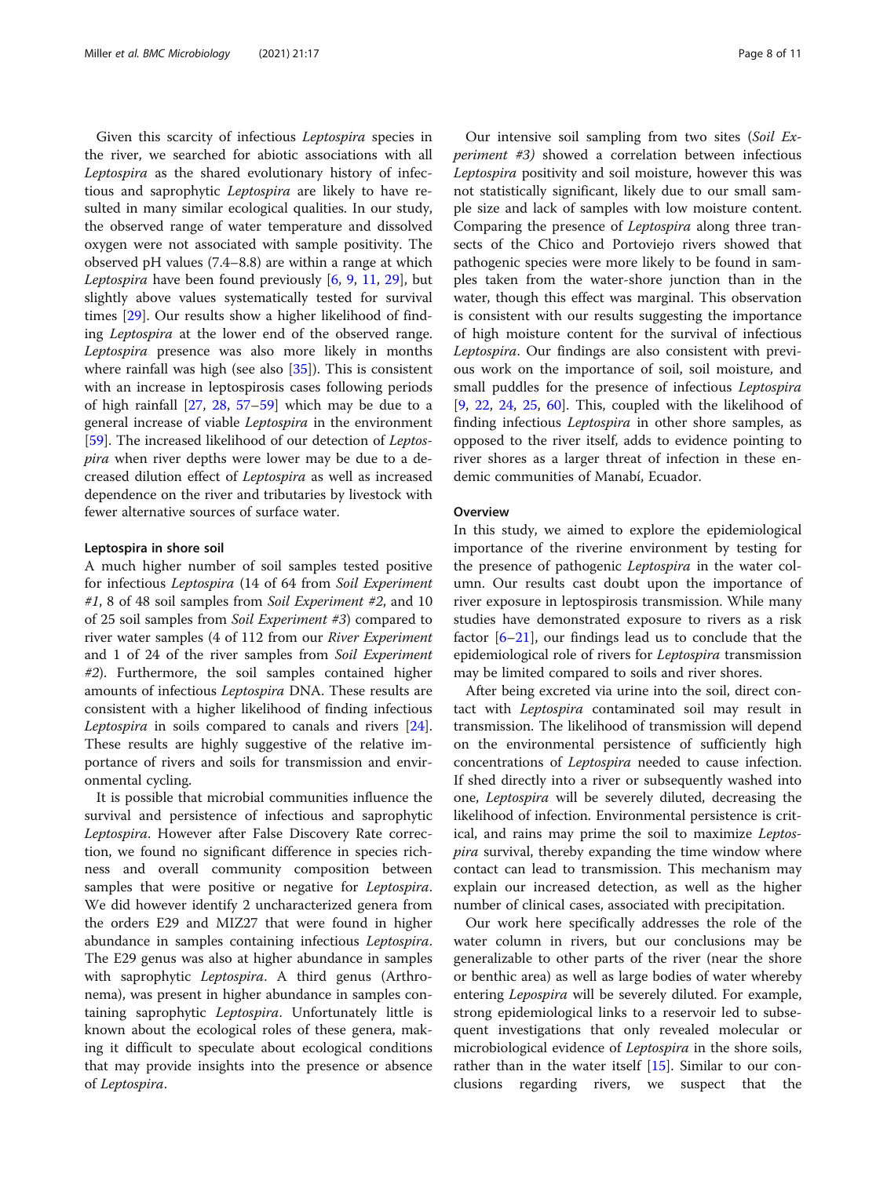Given this scarcity of infectious *Leptospira* species in the river, we searched for abiotic associations with all *Leptospira* as the shared evolutionary history of infectious and saprophytic *Leptospira* are likely to have resulted in many similar ecological qualities. In our study, the observed range of water temperature and dissolved oxygen were not associated with sample positivity. The observed pH values (7.4–8.8) are within a range at which *Leptospira* have been found previously [6, 9, 11, 29], but slightly above values systematically tested for survival times [29]. Our results show a higher likelihood of finding *Leptospira* at the lower end of the observed range. *Leptospira* presence was also more likely in months where rainfall was high (see also [35]). This is consistent with an increase in leptospirosis cases following periods of high rainfall [27, 28, 57–59] which may be due to a general increase of viable *Leptospira* in the environment [59]. The increased likelihood of our detection of *Leptospira* when river depths were lower may be due to a decreased dilution effect of *Leptospira* as well as increased dependence on the river and tributaries by livestock with fewer alternative sources of surface water.

#### Leptospira in shore soil

A much higher number of soil samples tested positive for infectious *Leptospira* (14 of 64 from *Soil Experiment #1*, 8 of 48 soil samples from *Soil Experiment #2*, and 10 of 25 soil samples from *Soil Experiment #3*) compared to river water samples (4 of 112 from our *River Experiment* and 1 of 24 of the river samples from *Soil Experiment #2*). Furthermore, the soil samples contained higher amounts of infectious *Leptospira* DNA. These results are consistent with a higher likelihood of finding infectious *Leptospira* in soils compared to canals and rivers [24]. These results are highly suggestive of the relative importance of rivers and soils for transmission and environmental cycling.

It is possible that microbial communities influence the survival and persistence of infectious and saprophytic *Leptospira*. However after False Discovery Rate correction, we found no significant difference in species richness and overall community composition between samples that were positive or negative for *Leptospira*. We did however identify 2 uncharacterized genera from the orders E29 and MIZ27 that were found in higher abundance in samples containing infectious *Leptospira*. The E29 genus was also at higher abundance in samples with saprophytic *Leptospira*. A third genus (Arthronema), was present in higher abundance in samples containing saprophytic *Leptospira*. Unfortunately little is known about the ecological roles of these genera, making it difficult to speculate about ecological conditions that may provide insights into the presence or absence of *Leptospira*.

Our intensive soil sampling from two sites (*Soil Experiment #3)* showed a correlation between infectious *Leptospira* positivity and soil moisture, however this was not statistically significant, likely due to our small sample size and lack of samples with low moisture content. Comparing the presence of *Leptospira* along three transects of the Chico and Portoviejo rivers showed that pathogenic species were more likely to be found in samples taken from the water-shore junction than in the water, though this effect was marginal. This observation is consistent with our results suggesting the importance of high moisture content for the survival of infectious *Leptospira*. Our findings are also consistent with previous work on the importance of soil, soil moisture, and small puddles for the presence of infectious *Leptospira* [9, 22, 24, 25, 60]. This, coupled with the likelihood of finding infectious *Leptospira* in other shore samples, as opposed to the river itself, adds to evidence pointing to river shores as a larger threat of infection in these endemic communities of Manabí, Ecuador.

### Overview

In this study, we aimed to explore the epidemiological importance of the riverine environment by testing for the presence of pathogenic *Leptospira* in the water column. Our results cast doubt upon the importance of river exposure in leptospirosis transmission. While many studies have demonstrated exposure to rivers as a risk factor [6–21], our findings lead us to conclude that the epidemiological role of rivers for *Leptospira* transmission may be limited compared to soils and river shores.

After being excreted via urine into the soil, direct contact with *Leptospira* contaminated soil may result in transmission. The likelihood of transmission will depend on the environmental persistence of sufficiently high concentrations of *Leptospira* needed to cause infection. If shed directly into a river or subsequently washed into one, *Leptospira* will be severely diluted, decreasing the likelihood of infection. Environmental persistence is critical, and rains may prime the soil to maximize *Leptospira* survival, thereby expanding the time window where contact can lead to transmission. This mechanism may explain our increased detection, as well as the higher number of clinical cases, associated with precipitation.

Our work here specifically addresses the role of the water column in rivers, but our conclusions may be generalizable to other parts of the river (near the shore or benthic area) as well as large bodies of water whereby entering *Lepospira* will be severely diluted. For example, strong epidemiological links to a reservoir led to subsequent investigations that only revealed molecular or microbiological evidence of *Leptospira* in the shore soils, rather than in the water itself [15]. Similar to our conclusions regarding rivers, we suspect that the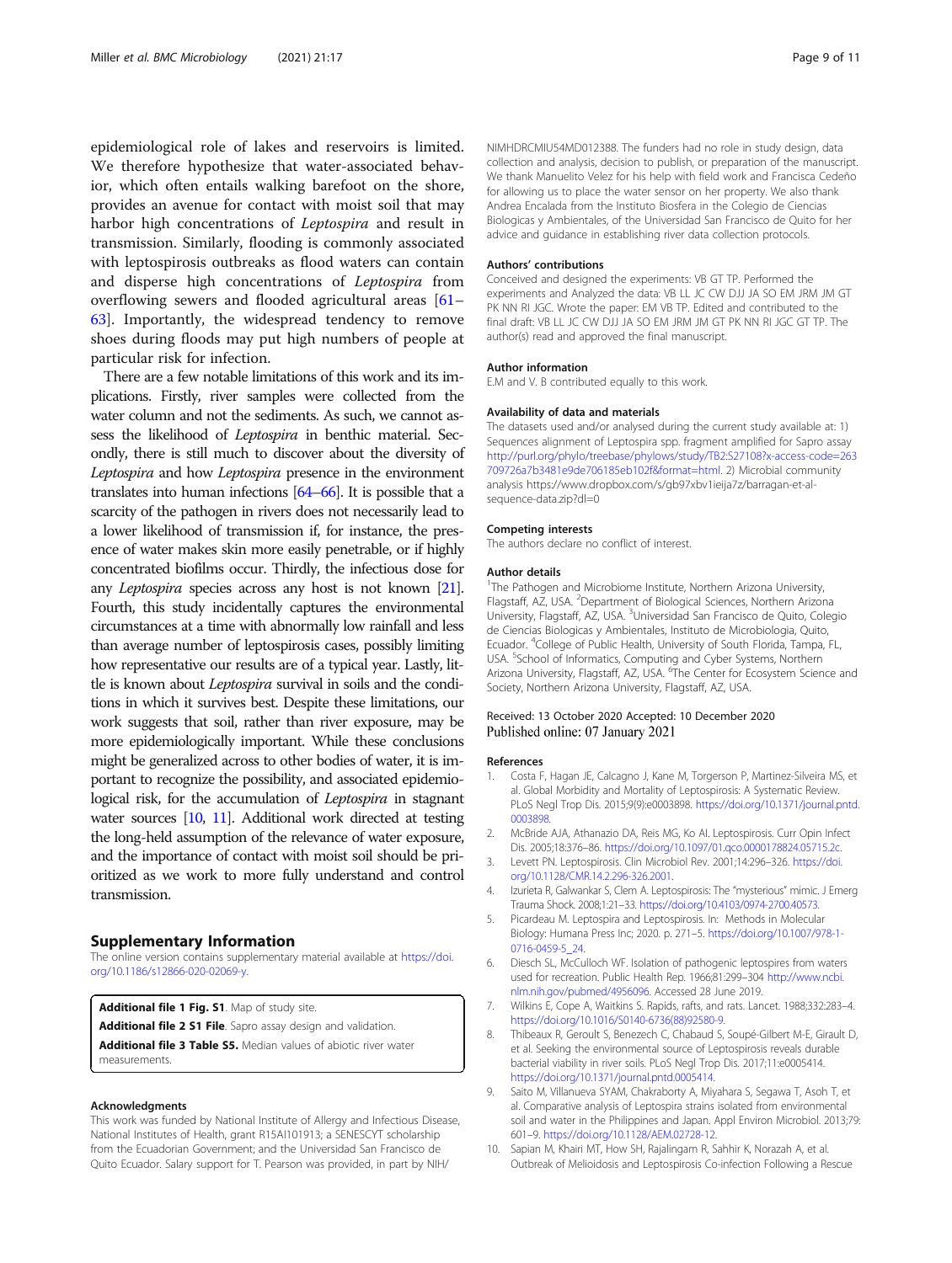epidemiological role of lakes and reservoirs is limited. We therefore hypothesize that water-associated behavior, which often entails walking barefoot on the shore, provides an avenue for contact with moist soil that may harbor high concentrations of *Leptospira* and result in transmission. Similarly, flooding is commonly associated with leptospirosis outbreaks as flood waters can contain and disperse high concentrations of *Leptospira* from overflowing sewers and flooded agricultural areas [61–63]. Importantly, the widespread tendency to remove shoes during floods may put high numbers of people at particular risk for infection.

There are a few notable limitations of this work and its implications. Firstly, river samples were collected from the water column and not the sediments. As such, we cannot assess the likelihood of *Leptospira* in benthic material. Secondly, there is still much to discover about the diversity of *Leptospira* and how *Leptospira* presence in the environment translates into human infections [64–66]. It is possible that a scarcity of the pathogen in rivers does not necessarily lead to a lower likelihood of transmission if, for instance, the presence of water makes skin more easily penetrable, or if highly concentrated biofilms occur. Thirdly, the infectious dose for any *Leptospira* species across any host is not known [21]. Fourth, this study incidentally captures the environmental circumstances at a time with abnormally low rainfall and less than average number of leptospirosis cases, possibly limiting how representative our results are of a typical year. Lastly, little is known about *Leptospira* survival in soils and the conditions in which it survives best. Despite these limitations, our work suggests that soil, rather than river exposure, may be more epidemiologically important. While these conclusions might be generalized across to other bodies of water, it is important to recognize the possibility, and associated epidemiological risk, for the accumulation of *Leptospira* in stagnant water sources [10, 11]. Additional work directed at testing the long-held assumption of the relevance of water exposure, and the importance of contact with moist soil should be prioritized as we work to more fully understand and control transmission.

## Supplementary Information

The online version contains supplementary material available at https://doi.org/10.1186/s12866-020-02069-y.

**Additional file 1 Fig. S1**. Map of study site.
**Additional file 2 S1 File**. Sapro assay design and validation.
**Additional file 3 Table S5.** Median values of abiotic river water measurements.

#### Acknowledgments

This work was funded by National Institute of Allergy and Infectious Disease, National Institutes of Health, grant R15AI101913; a SENESCYT scholarship from the Ecuadorian Government; and the Universidad San Francisco de Quito Ecuador. Salary support for T. Pearson was provided, in part by NIH/NIMHDRCMIU54MD012388. The funders had no role in study design, data collection and analysis, decision to publish, or preparation of the manuscript. We thank Manuelito Velez for his help with field work and Francisca Cedeño for allowing us to place the water sensor on her property. We also thank Andrea Encalada from the Instituto Biosfera in the Colegio de Ciencias Biologicas y Ambientales, of the Universidad San Francisco de Quito for her advice and guidance in establishing river data collection protocols.

#### Authors' contributions

Conceived and designed the experiments: VB GT TP. Performed the experiments and Analyzed the data: VB LL JC CW DJJ JA SO EM JRM JM GT PK NN RI JGC. Wrote the paper: EM VB TP. Edited and contributed to the final draft: VB LL JC CW DJJ JA SO EM JRM JM GT PK NN RI JGC GT TP. The author(s) read and approved the final manuscript.

#### Author information

E.M and V. B contributed equally to this work.

#### Availability of data and materials

The datasets used and/or analysed during the current study available at: 1) Sequences alignment of Leptospira spp. fragment amplified for Sapro assay http://purl.org/phylo/treebase/phylows/study/TB2:S27108?x-access-code=263709726a7b3481e9de706185eb102f&format=html. 2) Microbial community analysis https://www.dropbox.com/s/gb97xbv1ieija7z/barragan-et-al-sequence-data.zip?dl=0

#### Competing interests

The authors declare no conflict of interest.

#### Author details

[1]The Pathogen and Microbiome Institute, Northern Arizona University, Flagstaff, AZ, USA. [2]Department of Biological Sciences, Northern Arizona University, Flagstaff, AZ, USA. [3]Universidad San Francisco de Quito, Colegio de Ciencias Biologicas y Ambientales, Instituto de Microbiologia, Quito, Ecuador. [4]College of Public Health, University of South Florida, Tampa, FL, USA. [5]School of Informatics, Computing and Cyber Systems, Northern Arizona University, Flagstaff, AZ, USA. [6]The Center for Ecosystem Science and Society, Northern Arizona University, Flagstaff, AZ, USA.

Received: 13 October 2020 Accepted: 10 December 2020
Published online: 07 January 2021

#### References

1. Costa F, Hagan JE, Calcagno J, Kane M, Torgerson P, Martinez-Silveira MS, et al. Global Morbidity and Mortality of Leptospirosis: A Systematic Review. PLoS Negl Trop Dis. 2015;9(9):e0003898. https://doi.org/10.1371/journal.pntd.0003898.
2. McBride AJA, Athanazio DA, Reis MG, Ko AI. Leptospirosis. Curr Opin Infect Dis. 2005;18:376–86. https://doi.org/10.1097/01.qco.0000178824.05715.2c.
3. Levett PN. Leptospirosis. Clin Microbiol Rev. 2001;14:296–326. https://doi.org/10.1128/CMR.14.2.296-326.2001.
4. Izurieta R, Galwankar S, Clem A. Leptospirosis: The "mysterious" mimic. J Emerg Trauma Shock. 2008;1:21–33. https://doi.org/10.4103/0974-2700.40573.
5. Picardeau M. Leptospira and Leptospirosis. In: Methods in Molecular Biology: Humana Press Inc; 2020. p. 271–5. https://doi.org/10.1007/978-1-0716-0459-5_24.
6. Diesch SL, McCulloch WF. Isolation of pathogenic leptospires from waters used for recreation. Public Health Rep. 1966;81:299–304 http://www.ncbi.nlm.nih.gov/pubmed/4956096. Accessed 28 June 2019.
7. Wilkins E, Cope A, Waitkins S. Rapids, rafts, and rats. Lancet. 1988;332:283–4. https://doi.org/10.1016/S0140-6736(88)92580-9.
8. Thibeaux R, Geroult S, Benezech C, Chabaud S, Soupé-Gilbert M-E, Girault D, et al. Seeking the environmental source of Leptospirosis reveals durable bacterial viability in river soils. PLoS Negl Trop Dis. 2017;11:e0005414. https://doi.org/10.1371/journal.pntd.0005414.
9. Saito M, Villanueva SYAM, Chakraborty A, Miyahara S, Segawa T, Asoh T, et al. Comparative analysis of Leptospira strains isolated from environmental soil and water in the Philippines and Japan. Appl Environ Microbiol. 2013;79:601–9. https://doi.org/10.1128/AEM.02728-12.
10. Sapian M, Khairi MT, How SH, Rajalingam R, Sahhir K, Norazah A, et al. Outbreak of Melioidosis and Leptospirosis Co-infection Following a Rescue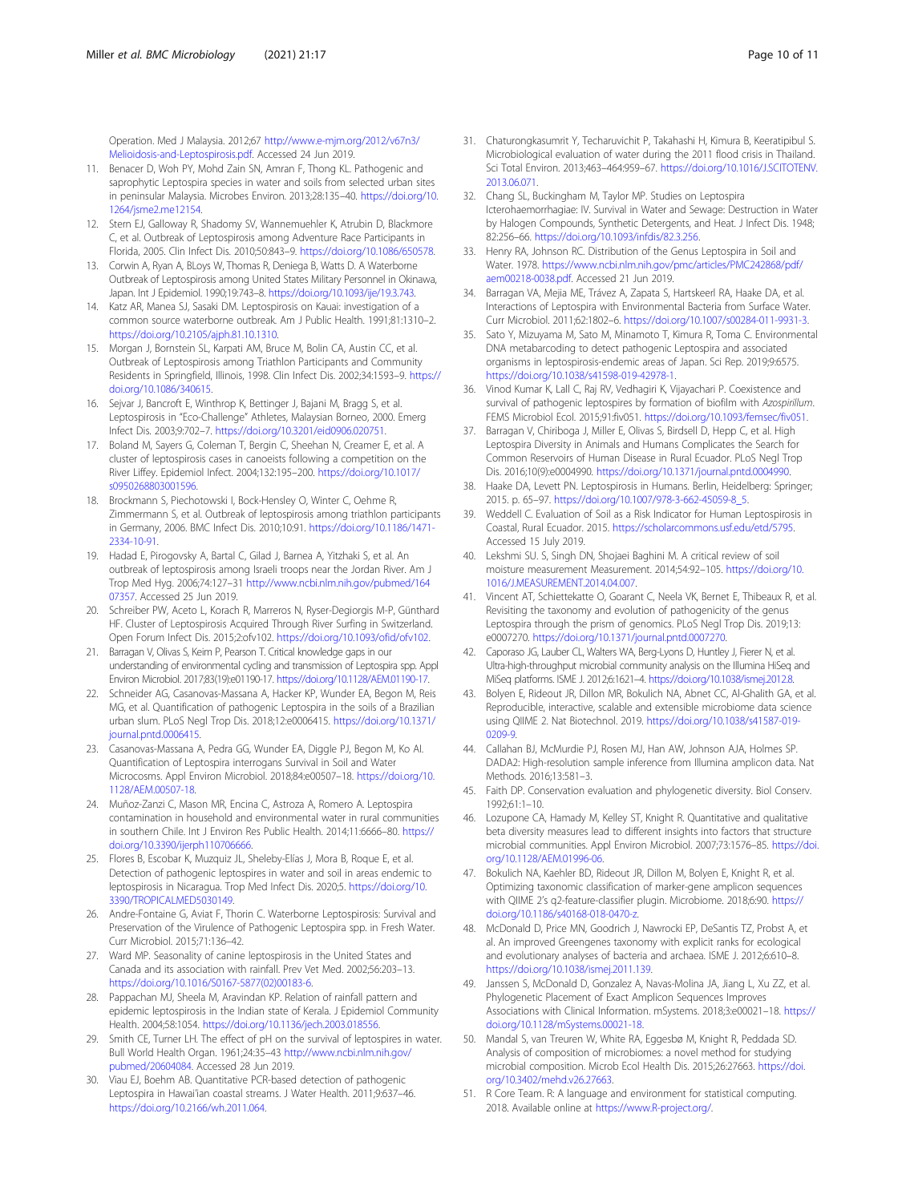Operation. Med J Malaysia. 2012;67 http://www.e-mjm.org/2012/v67n3/Melioidosis-and-Leptospirosis.pdf. Accessed 24 Jun 2019.

11. Benacer D, Woh PY, Mohd Zain SN, Amran F, Thong KL. Pathogenic and saprophytic Leptospira species in water and soils from selected urban sites in peninsular Malaysia. Microbes Environ. 2013;28:135–40. https://doi.org/10.1264/jsme2.me12154.
12. Stern EJ, Galloway R, Shadomy SV, Wannemuehler K, Atrubin D, Blackmore C, et al. Outbreak of Leptospirosis among Adventure Race Participants in Florida, 2005. Clin Infect Dis. 2010;50:843–9. https://doi.org/10.1086/650578.
13. Corwin A, Ryan A, BLoys W, Thomas R, Deniega B, Watts D. A Waterborne Outbreak of Leptospirosis among United States Military Personnel in Okinawa, Japan. Int J Epidemiol. 1990;19:743–8. https://doi.org/10.1093/ije/19.3.743.
14. Katz AR, Manea SJ, Sasaki DM. Leptospirosis on Kauai: investigation of a common source waterborne outbreak. Am J Public Health. 1991;81:1310–2. https://doi.org/10.2105/ajph.81.10.1310.
15. Morgan J, Bornstein SL, Karpati AM, Bruce M, Bolin CA, Austin CC, et al. Outbreak of Leptospirosis among Triathlon Participants and Community Residents in Springfield, Illinois, 1998. Clin Infect Dis. 2002;34:1593–9. https://doi.org/10.1086/340615.
16. Sejvar J, Bancroft E, Winthrop K, Bettinger J, Bajani M, Bragg S, et al. Leptospirosis in "Eco-Challenge" Athletes, Malaysian Borneo, 2000. Emerg Infect Dis. 2003;9:702–7. https://doi.org/10.3201/eid0906.020751.
17. Boland M, Sayers G, Coleman T, Bergin C, Sheehan N, Creamer E, et al. A cluster of leptospirosis cases in canoeists following a competition on the River Liffey. Epidemiol Infect. 2004;132:195–200. https://doi.org/10.1017/s0950268803001596.
18. Brockmann S, Piechotowski I, Bock-Hensley O, Winter C, Oehme R, Zimmermann S, et al. Outbreak of leptospirosis among triathlon participants in Germany, 2006. BMC Infect Dis. 2010;10:91. https://doi.org/10.1186/1471-2334-10-91.
19. Hadad E, Pirogovsky A, Bartal C, Gilad J, Barnea A, Yitzhaki S, et al. An outbreak of leptospirosis among Israeli troops near the Jordan River. Am J Trop Med Hyg. 2006;74:127–31 http://www.ncbi.nlm.nih.gov/pubmed/16407357. Accessed 25 Jun 2019.
20. Schreiber PW, Aceto L, Korach R, Marreros N, Ryser-Degiorgis M-P, Günthard HF. Cluster of Leptospirosis Acquired Through River Surfing in Switzerland. Open Forum Infect Dis. 2015;2:ofv102. https://doi.org/10.1093/ofid/ofv102.
21. Barragan V, Olivas S, Keim P, Pearson T. Critical knowledge gaps in our understanding of environmental cycling and transmission of Leptospira spp. Appl Environ Microbiol. 2017;83(19):e01190-17. https://doi.org/10.1128/AEM.01190-17.
22. Schneider AG, Casanovas-Massana A, Hacker KP, Wunder EA, Begon M, Reis MG, et al. Quantification of pathogenic Leptospira in the soils of a Brazilian urban slum. PLoS Negl Trop Dis. 2018;12:e0006415. https://doi.org/10.1371/journal.pntd.0006415.
23. Casanovas-Massana A, Pedra GG, Wunder EA, Diggle PJ, Begon M, Ko AI. Quantification of Leptospira interrogans Survival in Soil and Water Microcosms. Appl Environ Microbiol. 2018;84:e00507–18. https://doi.org/10.1128/AEM.00507-18.
24. Muñoz-Zanzi C, Mason MR, Encina C, Astroza A, Romero A. Leptospira contamination in household and environmental water in rural communities in southern Chile. Int J Environ Res Public Health. 2014;11:6666–80. https://doi.org/10.3390/ijerph110706666.
25. Flores B, Escobar K, Muzquiz JL, Sheleby-Elías J, Mora B, Roque E, et al. Detection of pathogenic leptospires in water and soil in areas endemic to leptospirosis in Nicaragua. Trop Med Infect Dis. 2020;5. https://doi.org/10.3390/TROPICALMED5030149.
26. Andre-Fontaine G, Aviat F, Thorin C. Waterborne Leptospirosis: Survival and Preservation of the Virulence of Pathogenic Leptospira spp. in Fresh Water. Curr Microbiol. 2015;71:136–42.
27. Ward MP. Seasonality of canine leptospirosis in the United States and Canada and its association with rainfall. Prev Vet Med. 2002;56:203–13. https://doi.org/10.1016/S0167-5877(02)00183-6.
28. Pappachan MJ, Sheela M, Aravindan KP. Relation of rainfall pattern and epidemic leptospirosis in the Indian state of Kerala. J Epidemiol Community Health. 2004;58:1054. https://doi.org/10.1136/jech.2003.018556.
29. Smith CE, Turner LH. The effect of pH on the survival of leptospires in water. Bull World Health Organ. 1961;24:35–43 http://www.ncbi.nlm.nih.gov/pubmed/20604084. Accessed 28 Jun 2019.
30. Viau EJ, Boehm AB. Quantitative PCR-based detection of pathogenic Leptospira in Hawai'ian coastal streams. J Water Health. 2011;9:637–46. https://doi.org/10.2166/wh.2011.064.
31. Chaturongkasumrit Y, Techaruvichit P, Takahashi H, Kimura B, Keeratipibul S. Microbiological evaluation of water during the 2011 flood crisis in Thailand. Sci Total Environ. 2013;463–464:959–67. https://doi.org/10.1016/J.SCITOTENV.2013.06.071.
32. Chang SL, Buckingham M, Taylor MP. Studies on Leptospira Icterohaemorrhagiae: IV. Survival in Water and Sewage: Destruction in Water by Halogen Compounds, Synthetic Detergents, and Heat. J Infect Dis. 1948;82:256–66. https://doi.org/10.1093/infdis/82.3.256.
33. Henry RA, Johnson RC. Distribution of the Genus Leptospira in Soil and Water. 1978. https://www.ncbi.nlm.nih.gov/pmc/articles/PMC242868/pdf/aem00218-0038.pdf. Accessed 21 Jun 2019.
34. Barragan VA, Mejia ME, Trávez A, Zapata S, Hartskeerl RA, Haake DA, et al. Interactions of Leptospira with Environmental Bacteria from Surface Water. Curr Microbiol. 2011;62:1802–6. https://doi.org/10.1007/s00284-011-9931-3.
35. Sato Y, Mizuyama M, Sato M, Minamoto T, Kimura R, Toma C. Environmental DNA metabarcoding to detect pathogenic Leptospira and associated organisms in leptospirosis-endemic areas of Japan. Sci Rep. 2019;9:6575. https://doi.org/10.1038/s41598-019-42978-1.
36. Vinod Kumar K, Lall C, Raj RV, Vedhagiri K, Vijayachari P. Coexistence and survival of pathogenic leptospires by formation of biofilm with *Azospirillum*. FEMS Microbiol Ecol. 2015;91:fiv051. https://doi.org/10.1093/femsec/fiv051.
37. Barragan V, Chiriboga J, Miller E, Olivas S, Birdsell D, Hepp C, et al. High Leptospira Diversity in Animals and Humans Complicates the Search for Common Reservoirs of Human Disease in Rural Ecuador. PLoS Negl Trop Dis. 2016;10(9):e0004990. https://doi.org/10.1371/journal.pntd.0004990.
38. Haake DA, Levett PN. Leptospirosis in Humans. Berlin, Heidelberg: Springer; 2015. p. 65–97. https://doi.org/10.1007/978-3-662-45059-8_5.
39. Weddell C. Evaluation of Soil as a Risk Indicator for Human Leptospirosis in Coastal, Rural Ecuador. 2015. https://scholarcommons.usf.edu/etd/5795. Accessed 15 July 2019.
40. Lekshmi SU. S, Singh DN, Shojaei Baghini M. A critical review of soil moisture measurement Measurement. 2014;54:92–105. https://doi.org/10.1016/J.MEASUREMENT.2014.04.007.
41. Vincent AT, Schiettekatte O, Goarant C, Neela VK, Bernet E, Thibeaux R, et al. Revisiting the taxonomy and evolution of pathogenicity of the genus Leptospira through the prism of genomics. PLoS Negl Trop Dis. 2019;13:e0007270. https://doi.org/10.1371/journal.pntd.0007270.
42. Caporaso JG, Lauber CL, Walters WA, Berg-Lyons D, Huntley J, Fierer N, et al. Ultra-high-throughput microbial community analysis on the Illumina HiSeq and MiSeq platforms. ISME J. 2012;6:1621–4. https://doi.org/10.1038/ismej.2012.8.
43. Bolyen E, Rideout JR, Dillon MR, Bokulich NA, Abnet CC, Al-Ghalith GA, et al. Reproducible, interactive, scalable and extensible microbiome data science using QIIME 2. Nat Biotechnol. 2019. https://doi.org/10.1038/s41587-019-0209-9.
44. Callahan BJ, McMurdie PJ, Rosen MJ, Han AW, Johnson AJA, Holmes SP. DADA2: High-resolution sample inference from Illumina amplicon data. Nat Methods. 2016;13:581–3.
45. Faith DP. Conservation evaluation and phylogenetic diversity. Biol Conserv. 1992;61:1–10.
46. Lozupone CA, Hamady M, Kelley ST, Knight R. Quantitative and qualitative beta diversity measures lead to different insights into factors that structure microbial communities. Appl Environ Microbiol. 2007;73:1576–85. https://doi.org/10.1128/AEM.01996-06.
47. Bokulich NA, Kaehler BD, Rideout JR, Dillon M, Bolyen E, Knight R, et al. Optimizing taxonomic classification of marker-gene amplicon sequences with QIIME 2's q2-feature-classifier plugin. Microbiome. 2018;6:90. https://doi.org/10.1186/s40168-018-0470-z.
48. McDonald D, Price MN, Goodrich J, Nawrocki EP, DeSantis TZ, Probst A, et al. An improved Greengenes taxonomy with explicit ranks for ecological and evolutionary analyses of bacteria and archaea. ISME J. 2012;6:610–8. https://doi.org/10.1038/ismej.2011.139.
49. Janssen S, McDonald D, Gonzalez A, Navas-Molina JA, Jiang L, Xu ZZ, et al. Phylogenetic Placement of Exact Amplicon Sequences Improves Associations with Clinical Information. mSystems. 2018;3:e00021–18. https://doi.org/10.1128/mSystems.00021-18.
50. Mandal S, van Treuren W, White RA, Eggesbø M, Knight R, Peddada SD. Analysis of composition of microbiomes: a novel method for studying microbial composition. Microb Ecol Health Dis. 2015;26:27663. https://doi.org/10.3402/mehd.v26.27663.
51. R Core Team. R: A language and environment for statistical computing. 2018. Available online at https://www.R-project.org/.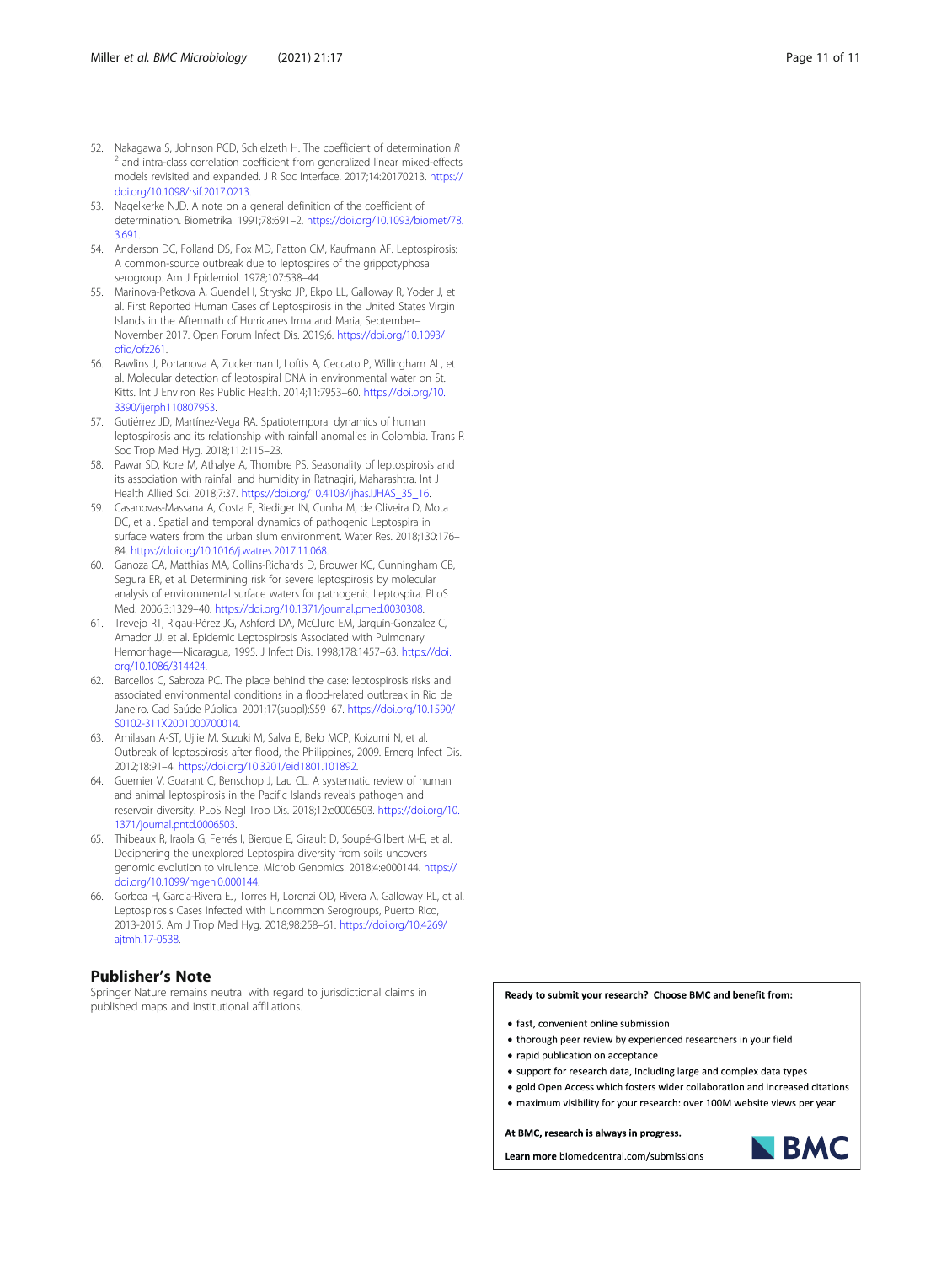52. Nakagawa S, Johnson PCD, Schielzeth H. The coefficient of determination $R^2$ and intra-class correlation coefficient from generalized linear mixed-effects models revisited and expanded. J R Soc Interface. 2017;14:20170213. https://doi.org/10.1098/rsif.2017.0213.
53. Nagelkerke NJD. A note on a general definition of the coefficient of determination. Biometrika. 1991;78:691–2. https://doi.org/10.1093/biomet/78.3.691.
54. Anderson DC, Folland DS, Fox MD, Patton CM, Kaufmann AF. Leptospirosis: A common-source outbreak due to leptospires of the grippotyphosa serogroup. Am J Epidemiol. 1978;107:538–44.
55. Marinova-Petkova A, Guendel I, Strysko JP, Ekpo LL, Galloway R, Yoder J, et al. First Reported Human Cases of Leptospirosis in the United States Virgin Islands in the Aftermath of Hurricanes Irma and Maria, September–November 2017. Open Forum Infect Dis. 2019;6. https://doi.org/10.1093/ofid/ofz261.
56. Rawlins J, Portanova A, Zuckerman I, Loftis A, Ceccato P, Willingham AL, et al. Molecular detection of leptospiral DNA in environmental water on St. Kitts. Int J Environ Res Public Health. 2014;11:7953–60. https://doi.org/10.3390/ijerph110807953.
57. Gutiérrez JD, Martínez-Vega RA. Spatiotemporal dynamics of human leptospirosis and its relationship with rainfall anomalies in Colombia. Trans R Soc Trop Med Hyg. 2018;112:115–23.
58. Pawar SD, Kore M, Athalye A, Thombre PS. Seasonality of leptospirosis and its association with rainfall and humidity in Ratnagiri, Maharashtra. Int J Health Allied Sci. 2018;7:37. https://doi.org/10.4103/ijhas.IJHAS_35_16.
59. Casanovas-Massana A, Costa F, Riediger IN, Cunha M, de Oliveira D, Mota DC, et al. Spatial and temporal dynamics of pathogenic Leptospira in surface waters from the urban slum environment. Water Res. 2018;130:176–84. https://doi.org/10.1016/j.watres.2017.11.068.
60. Ganoza CA, Matthias MA, Collins-Richards D, Brouwer KC, Cunningham CB, Segura ER, et al. Determining risk for severe leptospirosis by molecular analysis of environmental surface waters for pathogenic Leptospira. PLoS Med. 2006;3:1329–40. https://doi.org/10.1371/journal.pmed.0030308.
61. Trevejo RT, Rigau-Pérez JG, Ashford DA, McClure EM, Jarquín-González C, Amador JJ, et al. Epidemic Leptospirosis Associated with Pulmonary Hemorrhage—Nicaragua, 1995. J Infect Dis. 1998;178:1457–63. https://doi.org/10.1086/314424.
62. Barcellos C, Sabroza PC. The place behind the case: leptospirosis risks and associated environmental conditions in a flood-related outbreak in Rio de Janeiro. Cad Saúde Pública. 2001;17(suppl):S59–67. https://doi.org/10.1590/S0102-311X2001000700014.
63. Amilasan A-ST, Ujiie M, Suzuki M, Salva E, Belo MCP, Koizumi N, et al. Outbreak of leptospirosis after flood, the Philippines, 2009. Emerg Infect Dis. 2012;18:91–4. https://doi.org/10.3201/eid1801.101892.
64. Guernier V, Goarant C, Benschop J, Lau CL. A systematic review of human and animal leptospirosis in the Pacific Islands reveals pathogen and reservoir diversity. PLoS Negl Trop Dis. 2018;12:e0006503. https://doi.org/10.1371/journal.pntd.0006503.
65. Thibeaux R, Iraola G, Ferrés I, Bierque E, Girault D, Soupé-Gilbert M-E, et al. Deciphering the unexplored Leptospira diversity from soils uncovers genomic evolution to virulence. Microb Genomics. 2018;4:e000144. https://doi.org/10.1099/mgen.0.000144.
66. Gorbea H, Garcia-Rivera EJ, Torres H, Lorenzi OD, Rivera A, Galloway RL, et al. Leptospirosis Cases Infected with Uncommon Serogroups, Puerto Rico, 2013-2015. Am J Trop Med Hyg. 2018;98:258–61. https://doi.org/10.4269/ajtmh.17-0538.

## Publisher's Note

Springer Nature remains neutral with regard to jurisdictional claims in published maps and institutional affiliations.

**Ready to submit your research? Choose BMC and benefit from:**

- fast, convenient online submission
- thorough peer review by experienced researchers in your field
- rapid publication on acceptance
- support for research data, including large and complex data types
- gold Open Access which fosters wider collaboration and increased citations
- maximum visibility for your research: over 100M website views per year

**At BMC, research is always in progress.**

**Learn more** biomedcentral.com/submissions

BMC